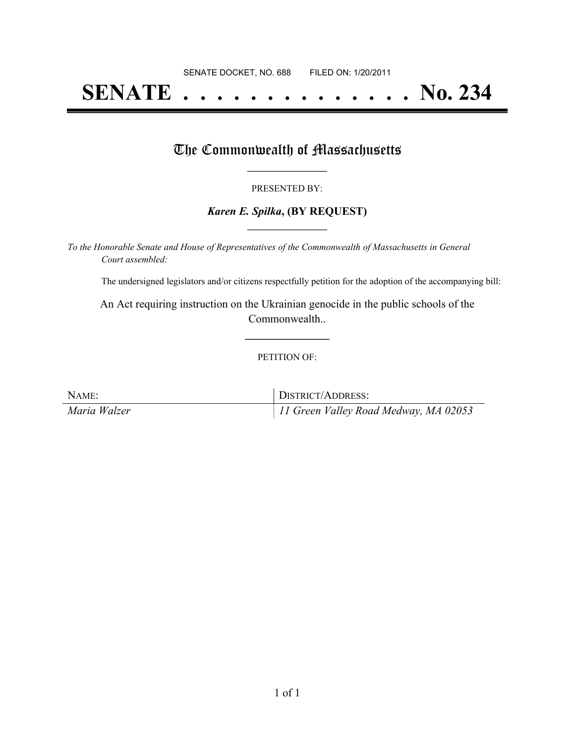SENATE DOCKET, NO. 688        FILED ON: 1/20/2011

# SENATE . . . . . . . . . . . . . . No. 234

## The Commonwealth of Massachusetts

---

PRESENTED BY:

***Karen E. Spilka*, (BY REQUEST)**

---

*To the Honorable Senate and House of Representatives of the Commonwealth of Massachusetts in General Court assembled:*

The undersigned legislators and/or citizens respectfully petition for the adoption of the accompanying bill:

An Act requiring instruction on the Ukrainian genocide in the public schools of the Commonwealth..

---

PETITION OF:

| NAME: | DISTRICT/ADDRESS: |
|---|---|
| *Maria Walzer* | *11 Green Valley Road Medway, MA 02053* |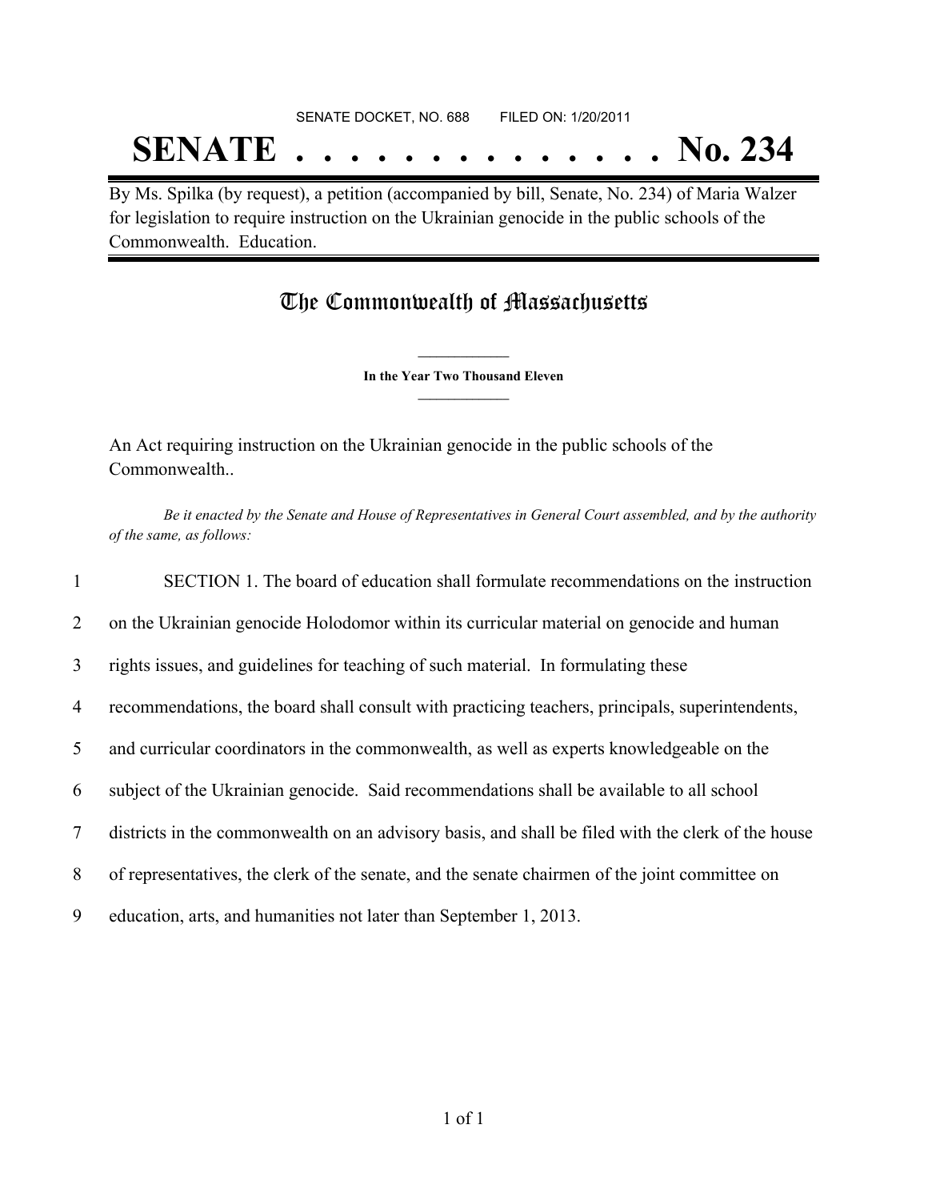SENATE DOCKET, NO. 688 FILED ON: 1/20/2011

# SENATE . . . . . . . . . . . . . . No. 234

By Ms. Spilka (by request), a petition (accompanied by bill, Senate, No. 234) of Maria Walzer for legislation to require instruction on the Ukrainian genocide in the public schools of the Commonwealth. Education.

## The Commonwealth of Massachusetts

**In the Year Two Thousand Eleven**

An Act requiring instruction on the Ukrainian genocide in the public schools of the Commonwealth..

*Be it enacted by the Senate and House of Representatives in General Court assembled, and by the authority of the same, as follows:*

1 SECTION 1. The board of education shall formulate recommendations on the instruction
2 on the Ukrainian genocide Holodomor within its curricular material on genocide and human
3 rights issues, and guidelines for teaching of such material. In formulating these
4 recommendations, the board shall consult with practicing teachers, principals, superintendents,
5 and curricular coordinators in the commonwealth, as well as experts knowledgeable on the
6 subject of the Ukrainian genocide. Said recommendations shall be available to all school
7 districts in the commonwealth on an advisory basis, and shall be filed with the clerk of the house
8 of representatives, the clerk of the senate, and the senate chairmen of the joint committee on
9 education, arts, and humanities not later than September 1, 2013.